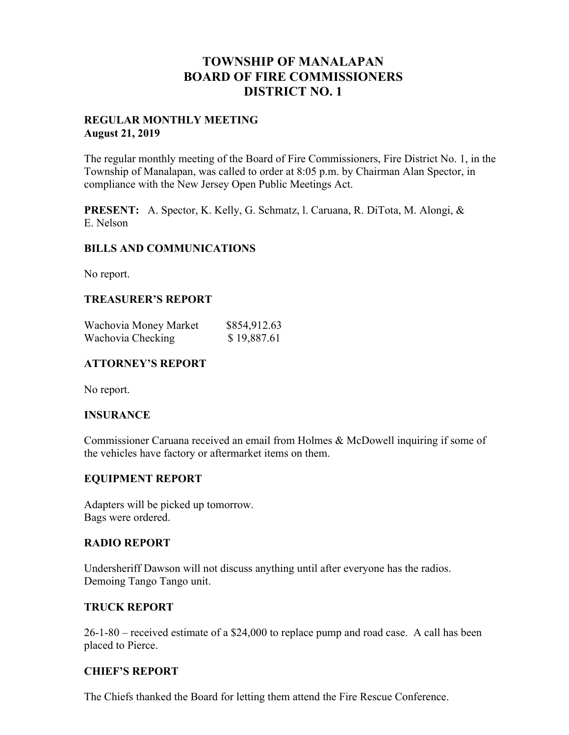# TOWNSHIP OF MANALAPAN
# BOARD OF FIRE COMMISSIONERS
# DISTRICT NO. 1

**REGULAR MONTHLY MEETING**
**August 21, 2019**

The regular monthly meeting of the Board of Fire Commissioners, Fire District No. 1, in the Township of Manalapan, was called to order at 8:05 p.m. by Chairman Alan Spector, in compliance with the New Jersey Open Public Meetings Act.

**PRESENT:** A. Spector, K. Kelly, G. Schmatz, l. Caruana, R. DiTota, M. Alongi, & E. Nelson

### BILLS AND COMMUNICATIONS

No report.

### TREASURER'S REPORT

| | |
|---|---|
| Wachovia Money Market | $854,912.63 |
| Wachovia Checking | $ 19,887.61 |

### ATTORNEY'S REPORT

No report.

### INSURANCE

Commissioner Caruana received an email from Holmes & McDowell inquiring if some of the vehicles have factory or aftermarket items on them.

### EQUIPMENT REPORT

Adapters will be picked up tomorrow.
Bags were ordered.

### RADIO REPORT

Undersheriff Dawson will not discuss anything until after everyone has the radios.
Demoing Tango Tango unit.

### TRUCK REPORT

26-1-80 – received estimate of a $24,000 to replace pump and road case. A call has been placed to Pierce.

### CHIEF'S REPORT

The Chiefs thanked the Board for letting them attend the Fire Rescue Conference.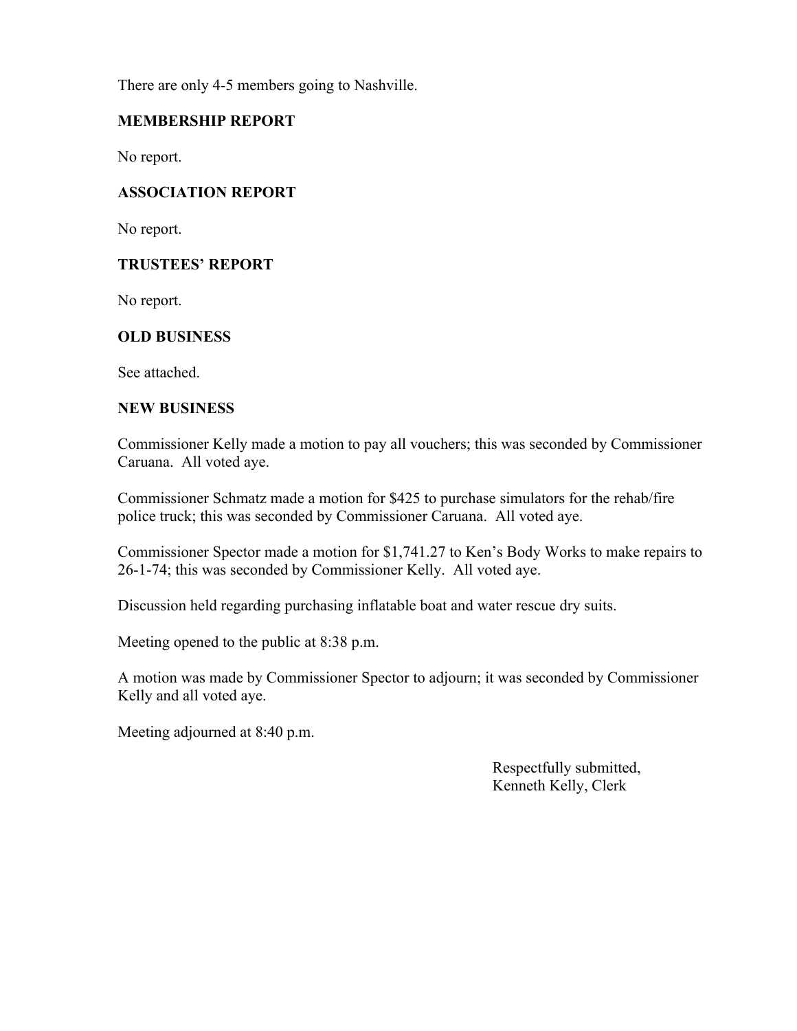There are only 4-5 members going to Nashville.

## MEMBERSHIP REPORT

No report.

## ASSOCIATION REPORT

No report.

## TRUSTEES' REPORT

No report.

## OLD BUSINESS

See attached.

## NEW BUSINESS

Commissioner Kelly made a motion to pay all vouchers; this was seconded by Commissioner Caruana. All voted aye.

Commissioner Schmatz made a motion for $425 to purchase simulators for the rehab/fire police truck; this was seconded by Commissioner Caruana. All voted aye.

Commissioner Spector made a motion for $1,741.27 to Ken's Body Works to make repairs to 26-1-74; this was seconded by Commissioner Kelly. All voted aye.

Discussion held regarding purchasing inflatable boat and water rescue dry suits.

Meeting opened to the public at 8:38 p.m.

A motion was made by Commissioner Spector to adjourn; it was seconded by Commissioner Kelly and all voted aye.

Meeting adjourned at 8:40 p.m.

Respectfully submitted,  
Kenneth Kelly, Clerk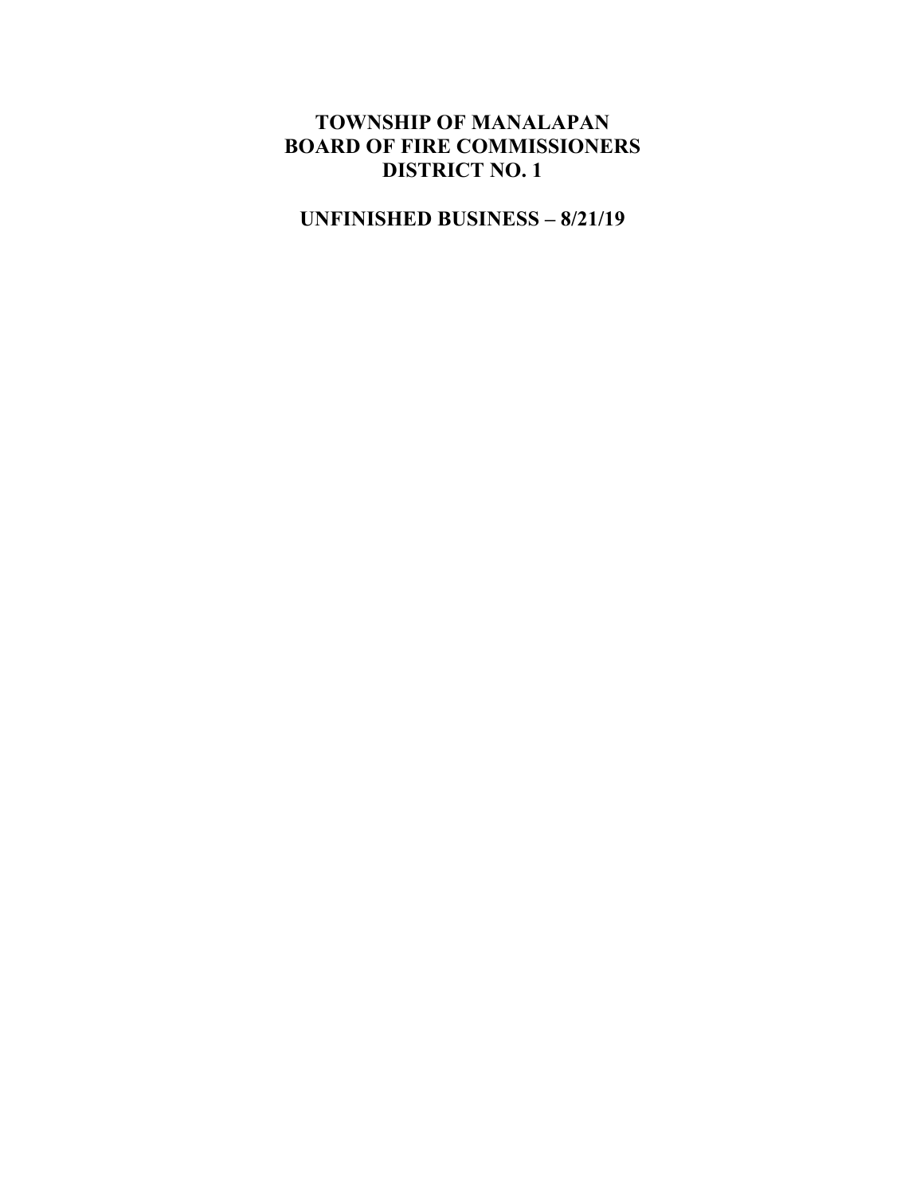# TOWNSHIP OF MANALAPAN
# BOARD OF FIRE COMMISSIONERS
# DISTRICT NO. 1

## UNFINISHED BUSINESS – 8/21/19